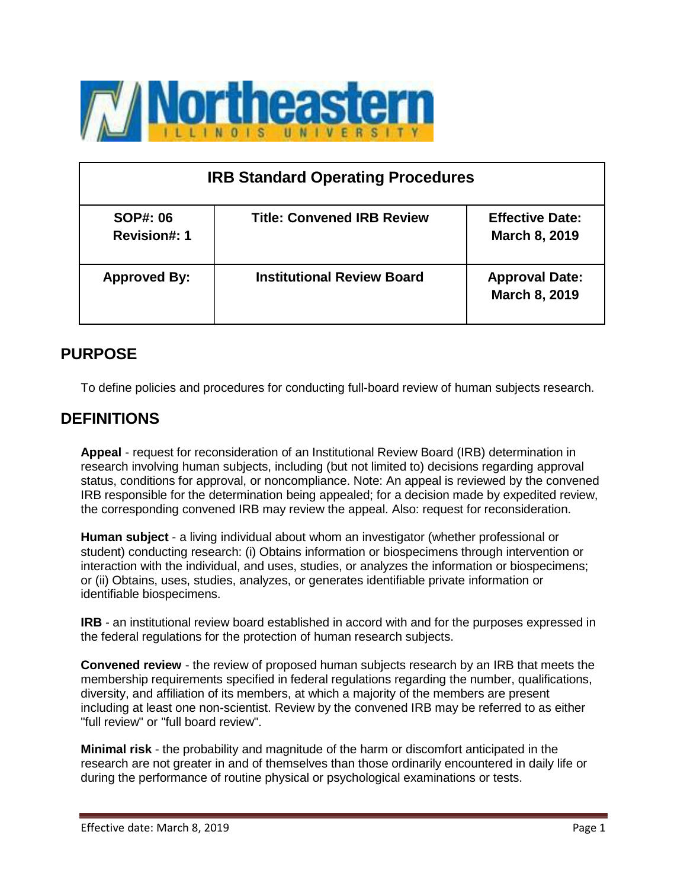Northeastern Illinois University

| IRB Standard Operating Procedures | | |
| --- | --- | --- |
| **SOP#: 06**<br>**Revision#: 1** | **Title: Convened IRB Review** | **Effective Date:**<br>**March 8, 2019** |
| **Approved By:** | **Institutional Review Board** | **Approval Date:**<br>**March 8, 2019** |

## PURPOSE

To define policies and procedures for conducting full-board review of human subjects research.

## DEFINITIONS

**Appeal** - request for reconsideration of an Institutional Review Board (IRB) determination in research involving human subjects, including (but not limited to) decisions regarding approval status, conditions for approval, or noncompliance. Note: An appeal is reviewed by the convened IRB responsible for the determination being appealed; for a decision made by expedited review, the corresponding convened IRB may review the appeal. Also: request for reconsideration.

**Human subject** - a living individual about whom an investigator (whether professional or student) conducting research: (i) Obtains information or biospecimens through intervention or interaction with the individual, and uses, studies, or analyzes the information or biospecimens; or (ii) Obtains, uses, studies, analyzes, or generates identifiable private information or identifiable biospecimens.

**IRB** - an institutional review board established in accord with and for the purposes expressed in the federal regulations for the protection of human research subjects.

**Convened review** - the review of proposed human subjects research by an IRB that meets the membership requirements specified in federal regulations regarding the number, qualifications, diversity, and affiliation of its members, at which a majority of the members are present including at least one non-scientist. Review by the convened IRB may be referred to as either "full review" or "full board review".

**Minimal risk** - the probability and magnitude of the harm or discomfort anticipated in the research are not greater in and of themselves than those ordinarily encountered in daily life or during the performance of routine physical or psychological examinations or tests.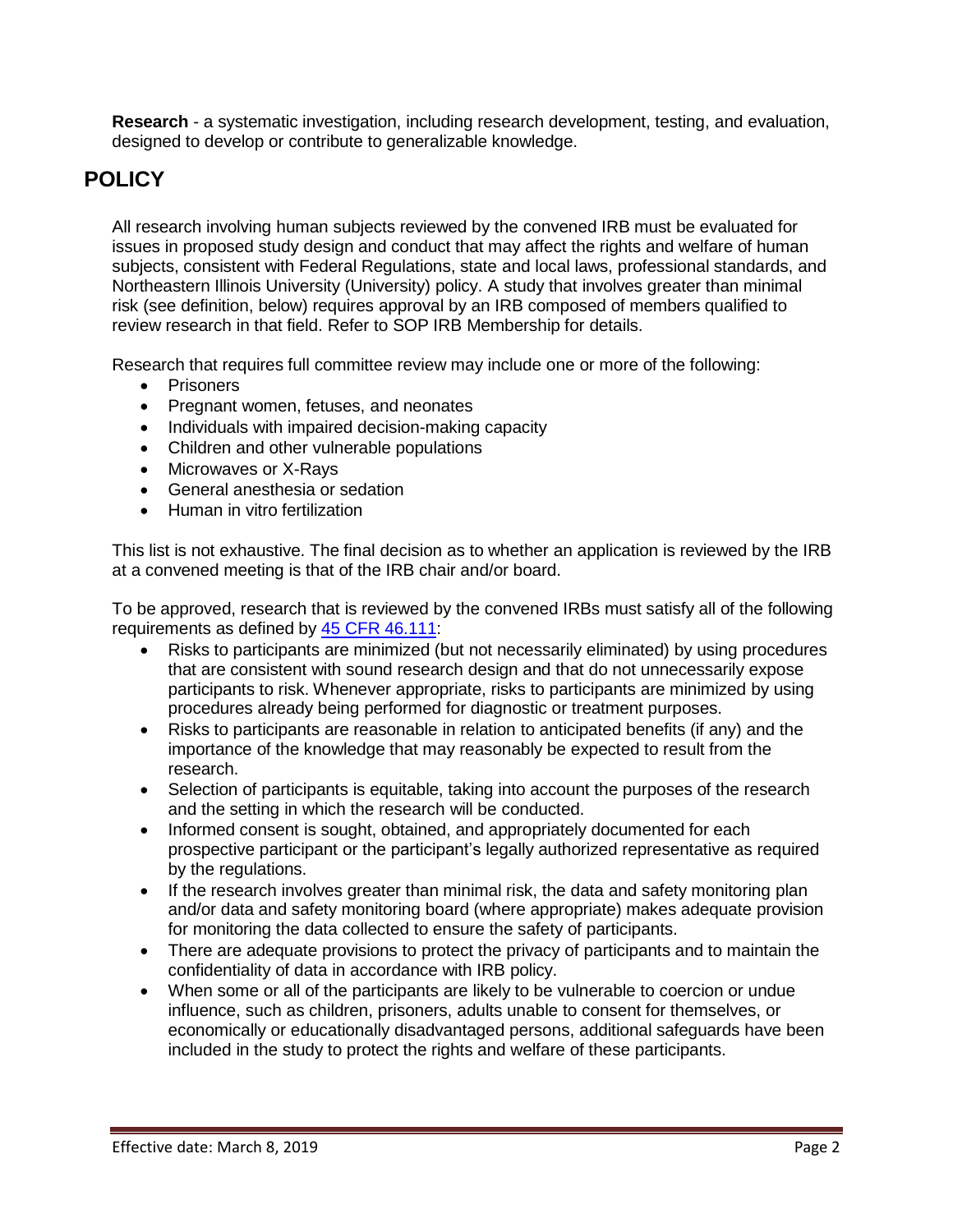**Research** - a systematic investigation, including research development, testing, and evaluation, designed to develop or contribute to generalizable knowledge.

## POLICY

All research involving human subjects reviewed by the convened IRB must be evaluated for issues in proposed study design and conduct that may affect the rights and welfare of human subjects, consistent with Federal Regulations, state and local laws, professional standards, and Northeastern Illinois University (University) policy. A study that involves greater than minimal risk (see definition, below) requires approval by an IRB composed of members qualified to review research in that field. Refer to SOP IRB Membership for details.

Research that requires full committee review may include one or more of the following:

- Prisoners
- Pregnant women, fetuses, and neonates
- Individuals with impaired decision-making capacity
- Children and other vulnerable populations
- Microwaves or X-Rays
- General anesthesia or sedation
- Human in vitro fertilization

This list is not exhaustive. The final decision as to whether an application is reviewed by the IRB at a convened meeting is that of the IRB chair and/or board.

To be approved, research that is reviewed by the convened IRBs must satisfy all of the following requirements as defined by [45 CFR 46.111](45 CFR 46.111):

- Risks to participants are minimized (but not necessarily eliminated) by using procedures that are consistent with sound research design and that do not unnecessarily expose participants to risk. Whenever appropriate, risks to participants are minimized by using procedures already being performed for diagnostic or treatment purposes.
- Risks to participants are reasonable in relation to anticipated benefits (if any) and the importance of the knowledge that may reasonably be expected to result from the research.
- Selection of participants is equitable, taking into account the purposes of the research and the setting in which the research will be conducted.
- Informed consent is sought, obtained, and appropriately documented for each prospective participant or the participant's legally authorized representative as required by the regulations.
- If the research involves greater than minimal risk, the data and safety monitoring plan and/or data and safety monitoring board (where appropriate) makes adequate provision for monitoring the data collected to ensure the safety of participants.
- There are adequate provisions to protect the privacy of participants and to maintain the confidentiality of data in accordance with IRB policy.
- When some or all of the participants are likely to be vulnerable to coercion or undue influence, such as children, prisoners, adults unable to consent for themselves, or economically or educationally disadvantaged persons, additional safeguards have been included in the study to protect the rights and welfare of these participants.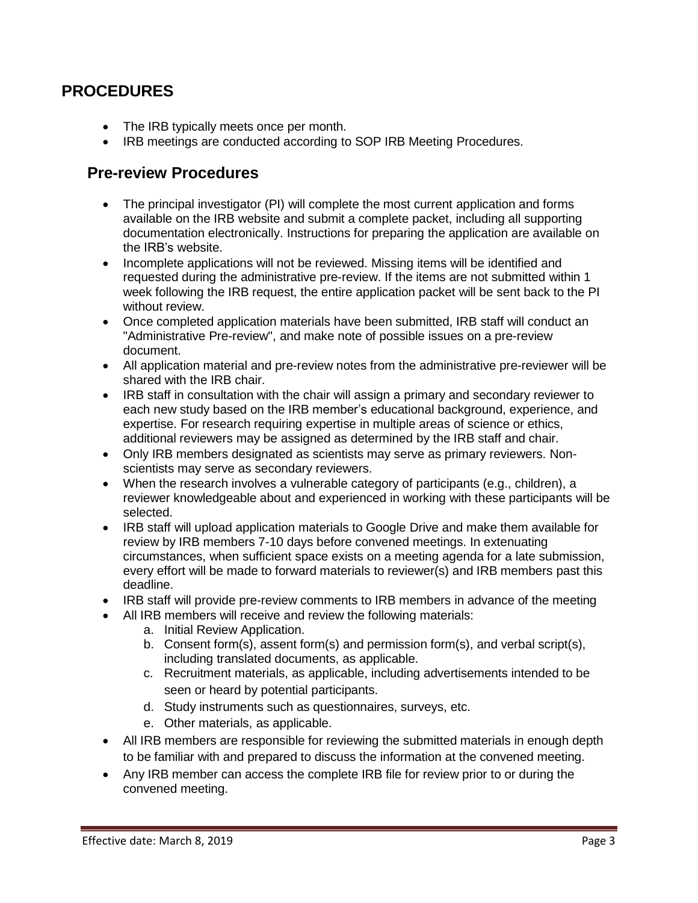# PROCEDURES

- The IRB typically meets once per month.
- IRB meetings are conducted according to SOP IRB Meeting Procedures.

## Pre-review Procedures

- The principal investigator (PI) will complete the most current application and forms available on the IRB website and submit a complete packet, including all supporting documentation electronically. Instructions for preparing the application are available on the IRB's website.
- Incomplete applications will not be reviewed. Missing items will be identified and requested during the administrative pre-review. If the items are not submitted within 1 week following the IRB request, the entire application packet will be sent back to the PI without review.
- Once completed application materials have been submitted, IRB staff will conduct an "Administrative Pre-review", and make note of possible issues on a pre-review document.
- All application material and pre-review notes from the administrative pre-reviewer will be shared with the IRB chair.
- IRB staff in consultation with the chair will assign a primary and secondary reviewer to each new study based on the IRB member's educational background, experience, and expertise. For research requiring expertise in multiple areas of science or ethics, additional reviewers may be assigned as determined by the IRB staff and chair.
- Only IRB members designated as scientists may serve as primary reviewers. Non-scientists may serve as secondary reviewers.
- When the research involves a vulnerable category of participants (e.g., children), a reviewer knowledgeable about and experienced in working with these participants will be selected.
- IRB staff will upload application materials to Google Drive and make them available for review by IRB members 7-10 days before convened meetings. In extenuating circumstances, when sufficient space exists on a meeting agenda for a late submission, every effort will be made to forward materials to reviewer(s) and IRB members past this deadline.
- IRB staff will provide pre-review comments to IRB members in advance of the meeting
- All IRB members will receive and review the following materials:
    a. Initial Review Application.
    b. Consent form(s), assent form(s) and permission form(s), and verbal script(s), including translated documents, as applicable.
    c. Recruitment materials, as applicable, including advertisements intended to be seen or heard by potential participants.
    d. Study instruments such as questionnaires, surveys, etc.
    e. Other materials, as applicable.
- All IRB members are responsible for reviewing the submitted materials in enough depth to be familiar with and prepared to discuss the information at the convened meeting.
- Any IRB member can access the complete IRB file for review prior to or during the convened meeting.

Effective date: March 8, 2019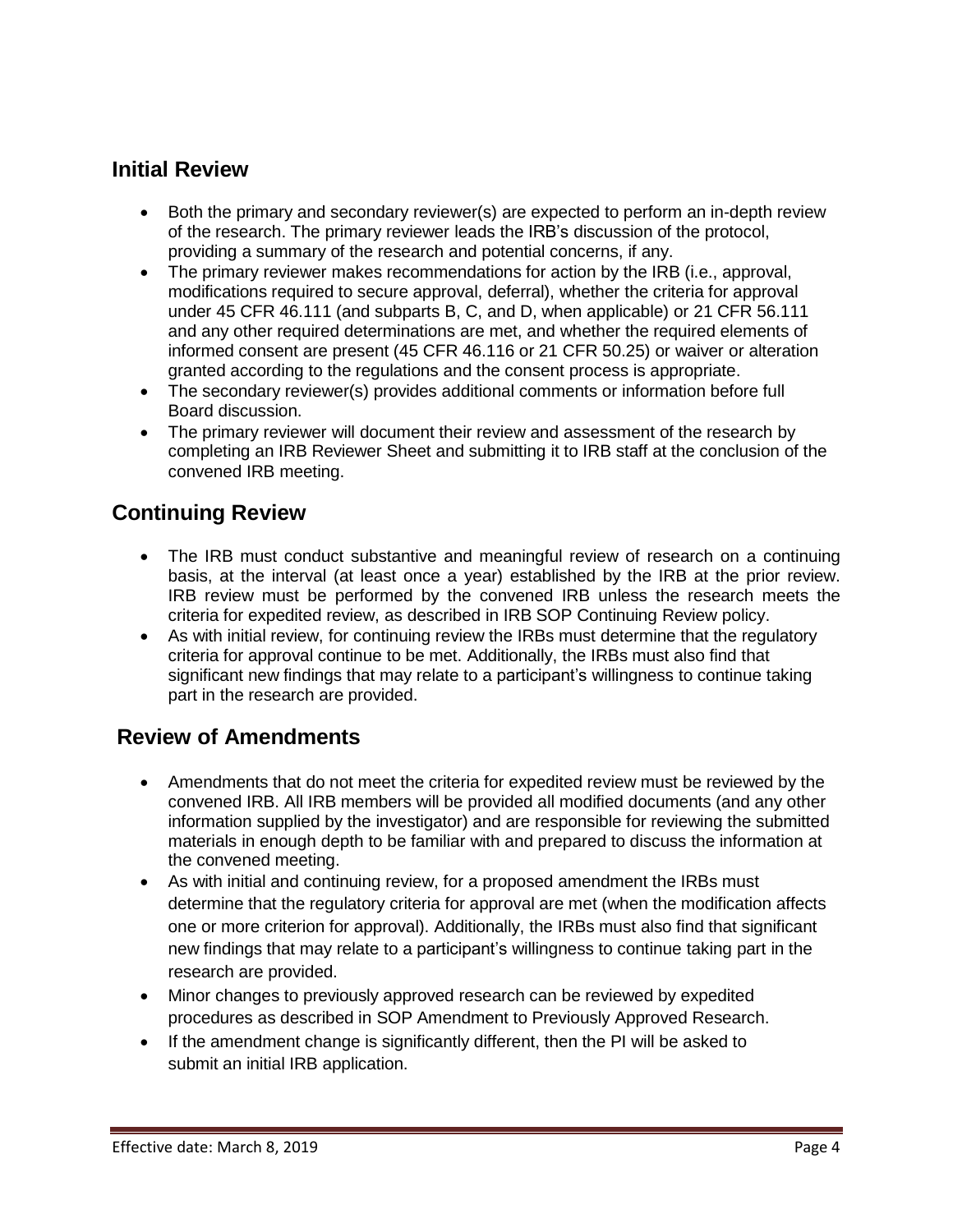## Initial Review

- Both the primary and secondary reviewer(s) are expected to perform an in-depth review of the research. The primary reviewer leads the IRB's discussion of the protocol, providing a summary of the research and potential concerns, if any.
- The primary reviewer makes recommendations for action by the IRB (i.e., approval, modifications required to secure approval, deferral), whether the criteria for approval under 45 CFR 46.111 (and subparts B, C, and D, when applicable) or 21 CFR 56.111 and any other required determinations are met, and whether the required elements of informed consent are present (45 CFR 46.116 or 21 CFR 50.25) or waiver or alteration granted according to the regulations and the consent process is appropriate.
- The secondary reviewer(s) provides additional comments or information before full Board discussion.
- The primary reviewer will document their review and assessment of the research by completing an IRB Reviewer Sheet and submitting it to IRB staff at the conclusion of the convened IRB meeting.

## Continuing Review

- The IRB must conduct substantive and meaningful review of research on a continuing basis, at the interval (at least once a year) established by the IRB at the prior review. IRB review must be performed by the convened IRB unless the research meets the criteria for expedited review, as described in IRB SOP Continuing Review policy.
- As with initial review, for continuing review the IRBs must determine that the regulatory criteria for approval continue to be met. Additionally, the IRBs must also find that significant new findings that may relate to a participant's willingness to continue taking part in the research are provided.

## Review of Amendments

- Amendments that do not meet the criteria for expedited review must be reviewed by the convened IRB. All IRB members will be provided all modified documents (and any other information supplied by the investigator) and are responsible for reviewing the submitted materials in enough depth to be familiar with and prepared to discuss the information at the convened meeting.
- As with initial and continuing review, for a proposed amendment the IRBs must determine that the regulatory criteria for approval are met (when the modification affects one or more criterion for approval). Additionally, the IRBs must also find that significant new findings that may relate to a participant's willingness to continue taking part in the research are provided.
- Minor changes to previously approved research can be reviewed by expedited procedures as described in SOP Amendment to Previously Approved Research.
- If the amendment change is significantly different, then the PI will be asked to submit an initial IRB application.

Effective date: March 8, 2019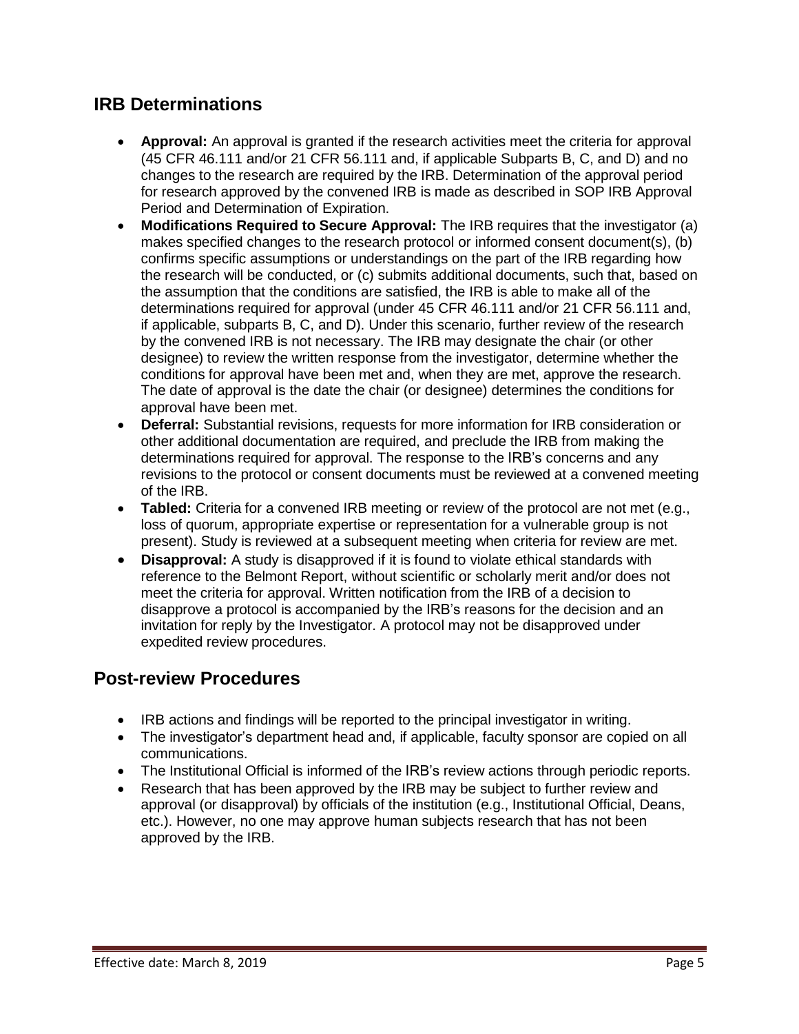## IRB Determinations

- **Approval:** An approval is granted if the research activities meet the criteria for approval (45 CFR 46.111 and/or 21 CFR 56.111 and, if applicable Subparts B, C, and D) and no changes to the research are required by the IRB. Determination of the approval period for research approved by the convened IRB is made as described in SOP IRB Approval Period and Determination of Expiration.
- **Modifications Required to Secure Approval:** The IRB requires that the investigator (a) makes specified changes to the research protocol or informed consent document(s), (b) confirms specific assumptions or understandings on the part of the IRB regarding how the research will be conducted, or (c) submits additional documents, such that, based on the assumption that the conditions are satisfied, the IRB is able to make all of the determinations required for approval (under 45 CFR 46.111 and/or 21 CFR 56.111 and, if applicable, subparts B, C, and D). Under this scenario, further review of the research by the convened IRB is not necessary. The IRB may designate the chair (or other designee) to review the written response from the investigator, determine whether the conditions for approval have been met and, when they are met, approve the research. The date of approval is the date the chair (or designee) determines the conditions for approval have been met.
- **Deferral:** Substantial revisions, requests for more information for IRB consideration or other additional documentation are required, and preclude the IRB from making the determinations required for approval. The response to the IRB's concerns and any revisions to the protocol or consent documents must be reviewed at a convened meeting of the IRB.
- **Tabled:** Criteria for a convened IRB meeting or review of the protocol are not met (e.g., loss of quorum, appropriate expertise or representation for a vulnerable group is not present). Study is reviewed at a subsequent meeting when criteria for review are met.
- **Disapproval:** A study is disapproved if it is found to violate ethical standards with reference to the Belmont Report, without scientific or scholarly merit and/or does not meet the criteria for approval. Written notification from the IRB of a decision to disapprove a protocol is accompanied by the IRB's reasons for the decision and an invitation for reply by the Investigator. A protocol may not be disapproved under expedited review procedures.

## Post-review Procedures

- IRB actions and findings will be reported to the principal investigator in writing.
- The investigator's department head and, if applicable, faculty sponsor are copied on all communications.
- The Institutional Official is informed of the IRB's review actions through periodic reports.
- Research that has been approved by the IRB may be subject to further review and approval (or disapproval) by officials of the institution (e.g., Institutional Official, Deans, etc.). However, no one may approve human subjects research that has not been approved by the IRB.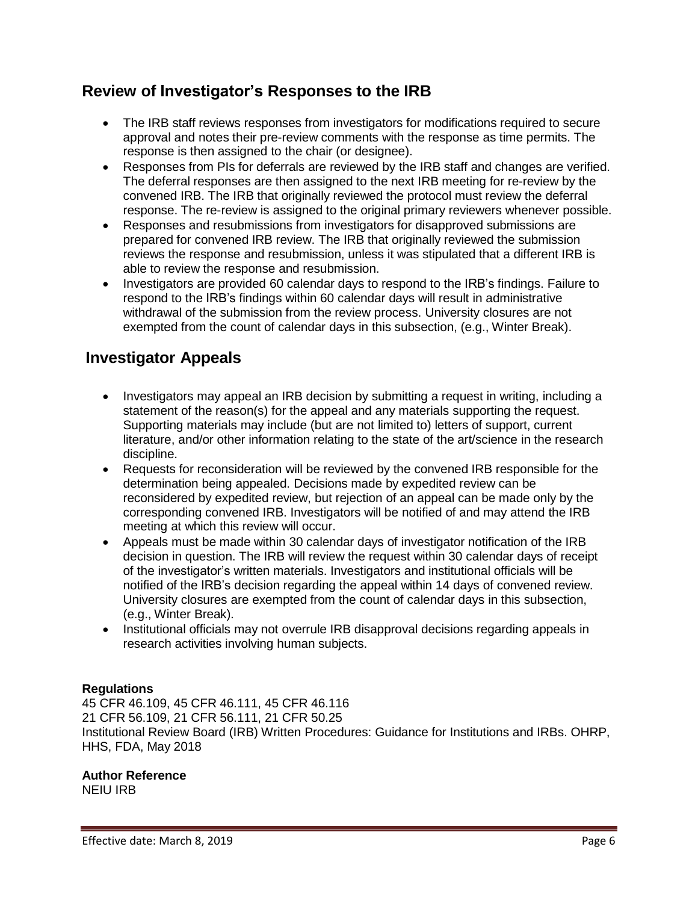## Review of Investigator's Responses to the IRB

- The IRB staff reviews responses from investigators for modifications required to secure approval and notes their pre-review comments with the response as time permits. The response is then assigned to the chair (or designee).
- Responses from PIs for deferrals are reviewed by the IRB staff and changes are verified. The deferral responses are then assigned to the next IRB meeting for re-review by the convened IRB. The IRB that originally reviewed the protocol must review the deferral response. The re-review is assigned to the original primary reviewers whenever possible.
- Responses and resubmissions from investigators for disapproved submissions are prepared for convened IRB review. The IRB that originally reviewed the submission reviews the response and resubmission, unless it was stipulated that a different IRB is able to review the response and resubmission.
- Investigators are provided 60 calendar days to respond to the IRB's findings. Failure to respond to the IRB's findings within 60 calendar days will result in administrative withdrawal of the submission from the review process. University closures are not exempted from the count of calendar days in this subsection, (e.g., Winter Break).

## Investigator Appeals

- Investigators may appeal an IRB decision by submitting a request in writing, including a statement of the reason(s) for the appeal and any materials supporting the request. Supporting materials may include (but are not limited to) letters of support, current literature, and/or other information relating to the state of the art/science in the research discipline.
- Requests for reconsideration will be reviewed by the convened IRB responsible for the determination being appealed. Decisions made by expedited review can be reconsidered by expedited review, but rejection of an appeal can be made only by the corresponding convened IRB. Investigators will be notified of and may attend the IRB meeting at which this review will occur.
- Appeals must be made within 30 calendar days of investigator notification of the IRB decision in question. The IRB will review the request within 30 calendar days of receipt of the investigator's written materials. Investigators and institutional officials will be notified of the IRB's decision regarding the appeal within 14 days of convened review. University closures are exempted from the count of calendar days in this subsection, (e.g., Winter Break).
- Institutional officials may not overrule IRB disapproval decisions regarding appeals in research activities involving human subjects.

**Regulations**

45 CFR 46.109, 45 CFR 46.111, 45 CFR 46.116
21 CFR 56.109, 21 CFR 56.111, 21 CFR 50.25
Institutional Review Board (IRB) Written Procedures: Guidance for Institutions and IRBs. OHRP, HHS, FDA, May 2018

**Author Reference**

NEIU IRB

Effective date: March 8, 2019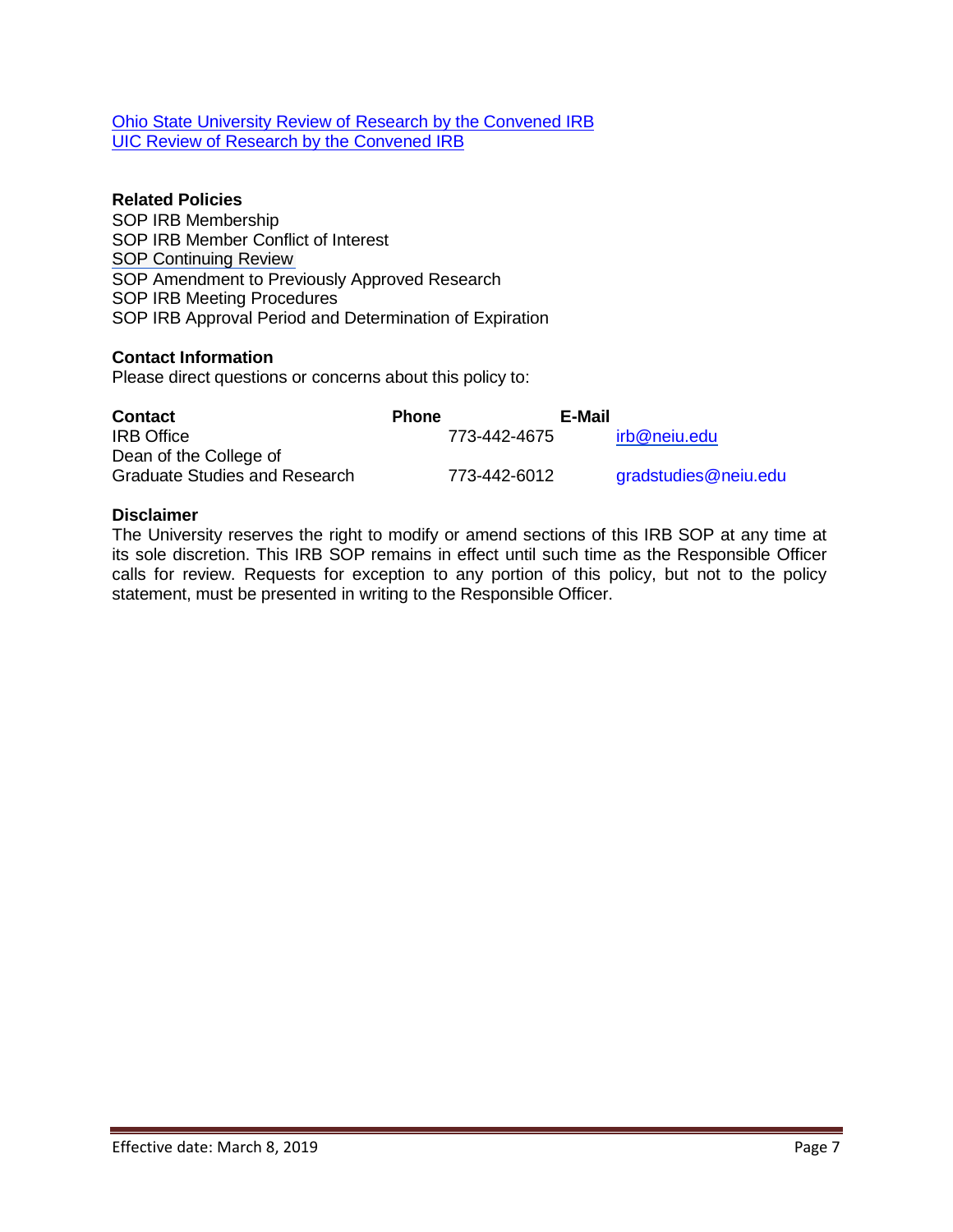[Ohio State University Review of Research by the Convened IRB](#)
[UIC Review of Research by the Convened IRB](#)

**Related Policies**

SOP IRB Membership
SOP IRB Member Conflict of Interest
[SOP Continuing Review](#)
SOP Amendment to Previously Approved Research
SOP IRB Meeting Procedures
SOP IRB Approval Period and Determination of Expiration

**Contact Information**

Please direct questions or concerns about this policy to:

| Contact | Phone | E-Mail |
|---|---|---|
| IRB Office | 773-442-4675 | irb@neiu.edu |
| Dean of the College of Graduate Studies and Research | 773-442-6012 | gradstudies@neiu.edu |

**Disclaimer**

The University reserves the right to modify or amend sections of this IRB SOP at any time at its sole discretion. This IRB SOP remains in effect until such time as the Responsible Officer calls for review. Requests for exception to any portion of this policy, but not to the policy statement, must be presented in writing to the Responsible Officer.

Effective date: March 8, 2019